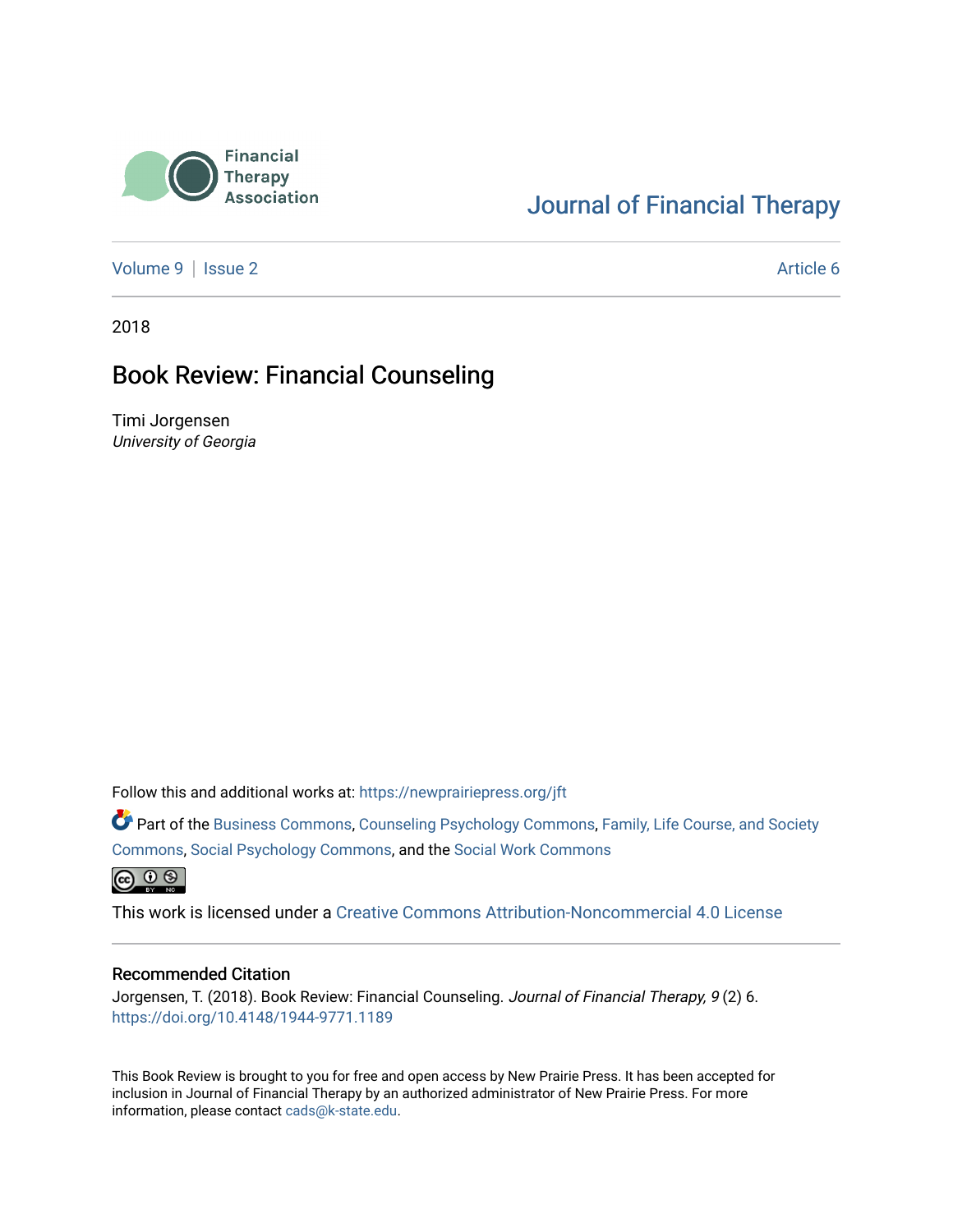Financial Therapy Association

Journal of Financial Therapy

Volume 9 | Issue 2 Article 6

2018

# Book Review: Financial Counseling

Timi Jorgensen
*University of Georgia*

Follow this and additional works at: https://newprairiepress.org/jft

Part of the Business Commons, Counseling Psychology Commons, Family, Life Course, and Society Commons, Social Psychology Commons, and the Social Work Commons

This work is licensed under a Creative Commons Attribution-Noncommercial 4.0 License

## Recommended Citation

Jorgensen, T. (2018). Book Review: Financial Counseling. *Journal of Financial Therapy, 9* (2) 6. https://doi.org/10.4148/1944-9771.1189

This Book Review is brought to you for free and open access by New Prairie Press. It has been accepted for inclusion in Journal of Financial Therapy by an authorized administrator of New Prairie Press. For more information, please contact cads@k-state.edu.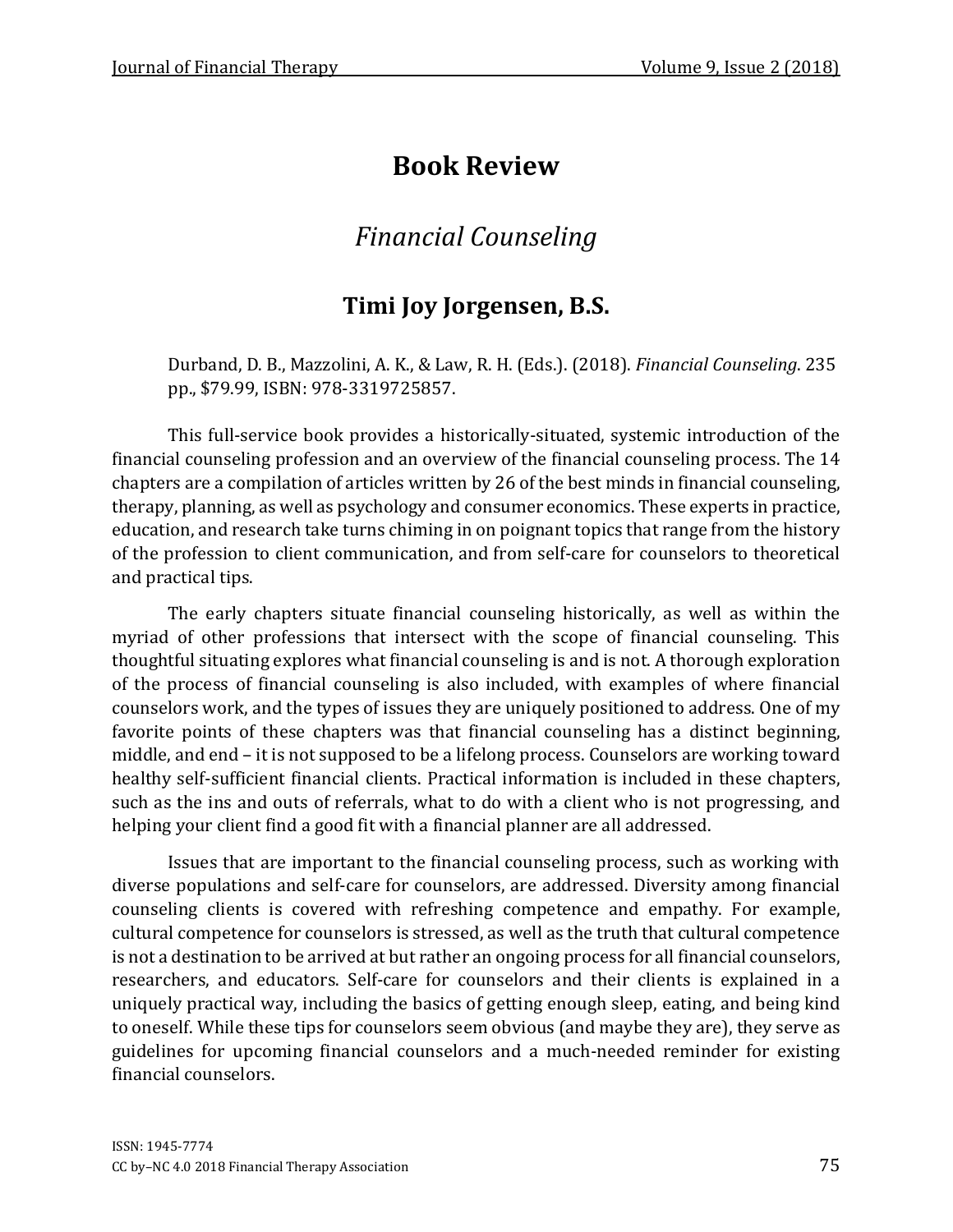# Book Review

## *Financial Counseling*

### Timi Joy Jorgensen, B.S.

Durband, D. B., Mazzolini, A. K., & Law, R. H. (Eds.). (2018). *Financial Counseling*. 235 pp., $79.99, ISBN: 978-3319725857.

This full-service book provides a historically-situated, systemic introduction of the financial counseling profession and an overview of the financial counseling process. The 14 chapters are a compilation of articles written by 26 of the best minds in financial counseling, therapy, planning, as well as psychology and consumer economics. These experts in practice, education, and research take turns chiming in on poignant topics that range from the history of the profession to client communication, and from self-care for counselors to theoretical and practical tips.

The early chapters situate financial counseling historically, as well as within the myriad of other professions that intersect with the scope of financial counseling. This thoughtful situating explores what financial counseling is and is not. A thorough exploration of the process of financial counseling is also included, with examples of where financial counselors work, and the types of issues they are uniquely positioned to address. One of my favorite points of these chapters was that financial counseling has a distinct beginning, middle, and end – it is not supposed to be a lifelong process. Counselors are working toward healthy self-sufficient financial clients. Practical information is included in these chapters, such as the ins and outs of referrals, what to do with a client who is not progressing, and helping your client find a good fit with a financial planner are all addressed.

Issues that are important to the financial counseling process, such as working with diverse populations and self-care for counselors, are addressed. Diversity among financial counseling clients is covered with refreshing competence and empathy. For example, cultural competence for counselors is stressed, as well as the truth that cultural competence is not a destination to be arrived at but rather an ongoing process for all financial counselors, researchers, and educators. Self-care for counselors and their clients is explained in a uniquely practical way, including the basics of getting enough sleep, eating, and being kind to oneself. While these tips for counselors seem obvious (and maybe they are), they serve as guidelines for upcoming financial counselors and a much-needed reminder for existing financial counselors.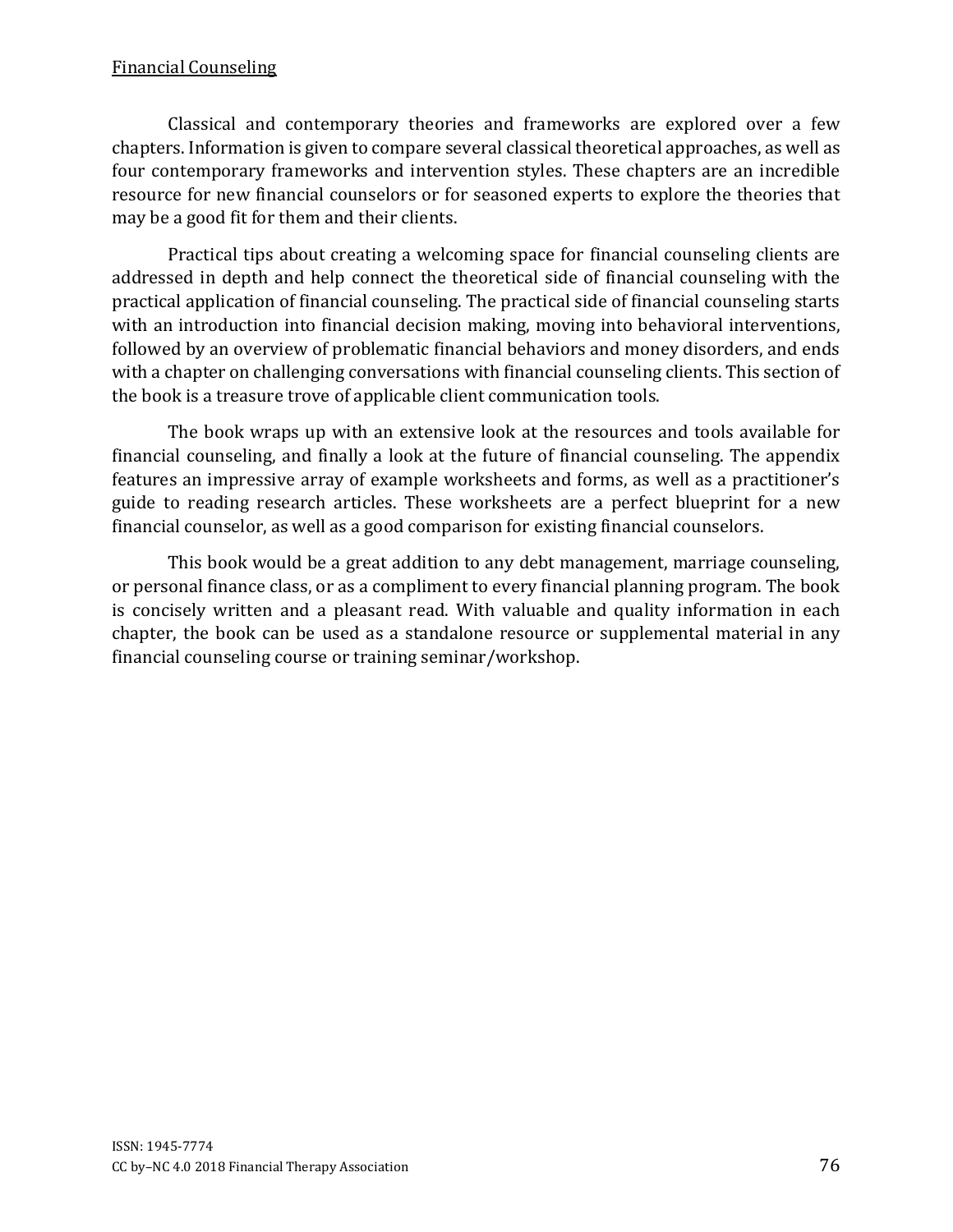Classical and contemporary theories and frameworks are explored over a few chapters. Information is given to compare several classical theoretical approaches, as well as four contemporary frameworks and intervention styles. These chapters are an incredible resource for new financial counselors or for seasoned experts to explore the theories that may be a good fit for them and their clients.

Practical tips about creating a welcoming space for financial counseling clients are addressed in depth and help connect the theoretical side of financial counseling with the practical application of financial counseling. The practical side of financial counseling starts with an introduction into financial decision making, moving into behavioral interventions, followed by an overview of problematic financial behaviors and money disorders, and ends with a chapter on challenging conversations with financial counseling clients. This section of the book is a treasure trove of applicable client communication tools.

The book wraps up with an extensive look at the resources and tools available for financial counseling, and finally a look at the future of financial counseling. The appendix features an impressive array of example worksheets and forms, as well as a practitioner's guide to reading research articles. These worksheets are a perfect blueprint for a new financial counselor, as well as a good comparison for existing financial counselors.

This book would be a great addition to any debt management, marriage counseling, or personal finance class, or as a compliment to every financial planning program. The book is concisely written and a pleasant read. With valuable and quality information in each chapter, the book can be used as a standalone resource or supplemental material in any financial counseling course or training seminar/workshop.